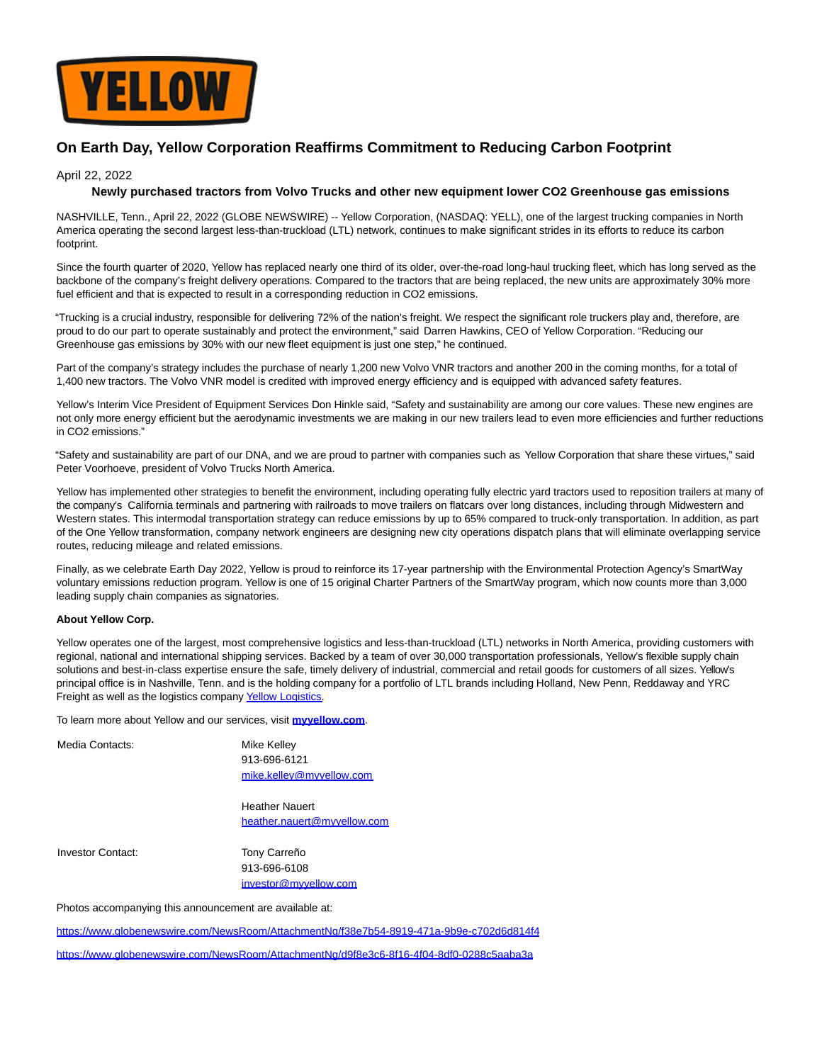# On Earth Day, Yellow Corporation Reaffirms Commitment to Reducing Carbon Footprint

April 22, 2022

**Newly purchased tractors from Volvo Trucks and other new equipment lower CO2 Greenhouse gas emissions**

NASHVILLE, Tenn., April 22, 2022 (GLOBE NEWSWIRE) -- Yellow Corporation, (NASDAQ: YELL), one of the largest trucking companies in North America operating the second largest less-than-truckload (LTL) network, continues to make significant strides in its efforts to reduce its carbon footprint.

Since the fourth quarter of 2020, Yellow has replaced nearly one third of its older, over-the-road long-haul trucking fleet, which has long served as the backbone of the company's freight delivery operations. Compared to the tractors that are being replaced, the new units are approximately 30% more fuel efficient and that is expected to result in a corresponding reduction in CO2 emissions.

"Trucking is a crucial industry, responsible for delivering 72% of the nation's freight. We respect the significant role truckers play and, therefore, are proud to do our part to operate sustainably and protect the environment," said Darren Hawkins, CEO of Yellow Corporation. "Reducing our Greenhouse gas emissions by 30% with our new fleet equipment is just one step," he continued.

Part of the company's strategy includes the purchase of nearly 1,200 new Volvo VNR tractors and another 200 in the coming months, for a total of 1,400 new tractors. The Volvo VNR model is credited with improved energy efficiency and is equipped with advanced safety features.

Yellow's Interim Vice President of Equipment Services Don Hinkle said, "Safety and sustainability are among our core values. These new engines are not only more energy efficient but the aerodynamic investments we are making in our new trailers lead to even more efficiencies and further reductions in CO2 emissions."

"Safety and sustainability are part of our DNA, and we are proud to partner with companies such as Yellow Corporation that share these virtues," said Peter Voorhoeve, president of Volvo Trucks North America.

Yellow has implemented other strategies to benefit the environment, including operating fully electric yard tractors used to reposition trailers at many of the company's California terminals and partnering with railroads to move trailers on flatcars over long distances, including through Midwestern and Western states. This intermodal transportation strategy can reduce emissions by up to 65% compared to truck-only transportation. In addition, as part of the One Yellow transformation, company network engineers are designing new city operations dispatch plans that will eliminate overlapping service routes, reducing mileage and related emissions.

Finally, as we celebrate Earth Day 2022, Yellow is proud to reinforce its 17-year partnership with the Environmental Protection Agency's SmartWay voluntary emissions reduction program. Yellow is one of 15 original Charter Partners of the SmartWay program, which now counts more than 3,000 leading supply chain companies as signatories.

**About Yellow Corp.**

Yellow operates one of the largest, most comprehensive logistics and less-than-truckload (LTL) networks in North America, providing customers with regional, national and international shipping services. Backed by a team of over 30,000 transportation professionals, Yellow's flexible supply chain solutions and best-in-class expertise ensure the safe, timely delivery of industrial, commercial and retail goods for customers of all sizes. Yellow's principal office is in Nashville, Tenn. and is the holding company for a portfolio of LTL brands including Holland, New Penn, Reddaway and YRC Freight as well as the logistics company Yellow Logistics.

To learn more about Yellow and our services, visit **myyellow.com**.

| | |
|---|---|
| Media Contacts: | Mike Kelley<br>913-696-6121<br>mike.kelley@myyellow.com |
| | Heather Nauert<br>heather.nauert@myyellow.com |
| Investor Contact: | Tony Carreño<br>913-696-6108<br>investor@myyellow.com |

Photos accompanying this announcement are available at:

https://www.globenewswire.com/NewsRoom/AttachmentNg/f38e7b54-8919-471a-9b9e-c702d6d814f4

https://www.globenewswire.com/NewsRoom/AttachmentNg/d9f8e3c6-8f16-4f04-8df0-0288c5aaba3a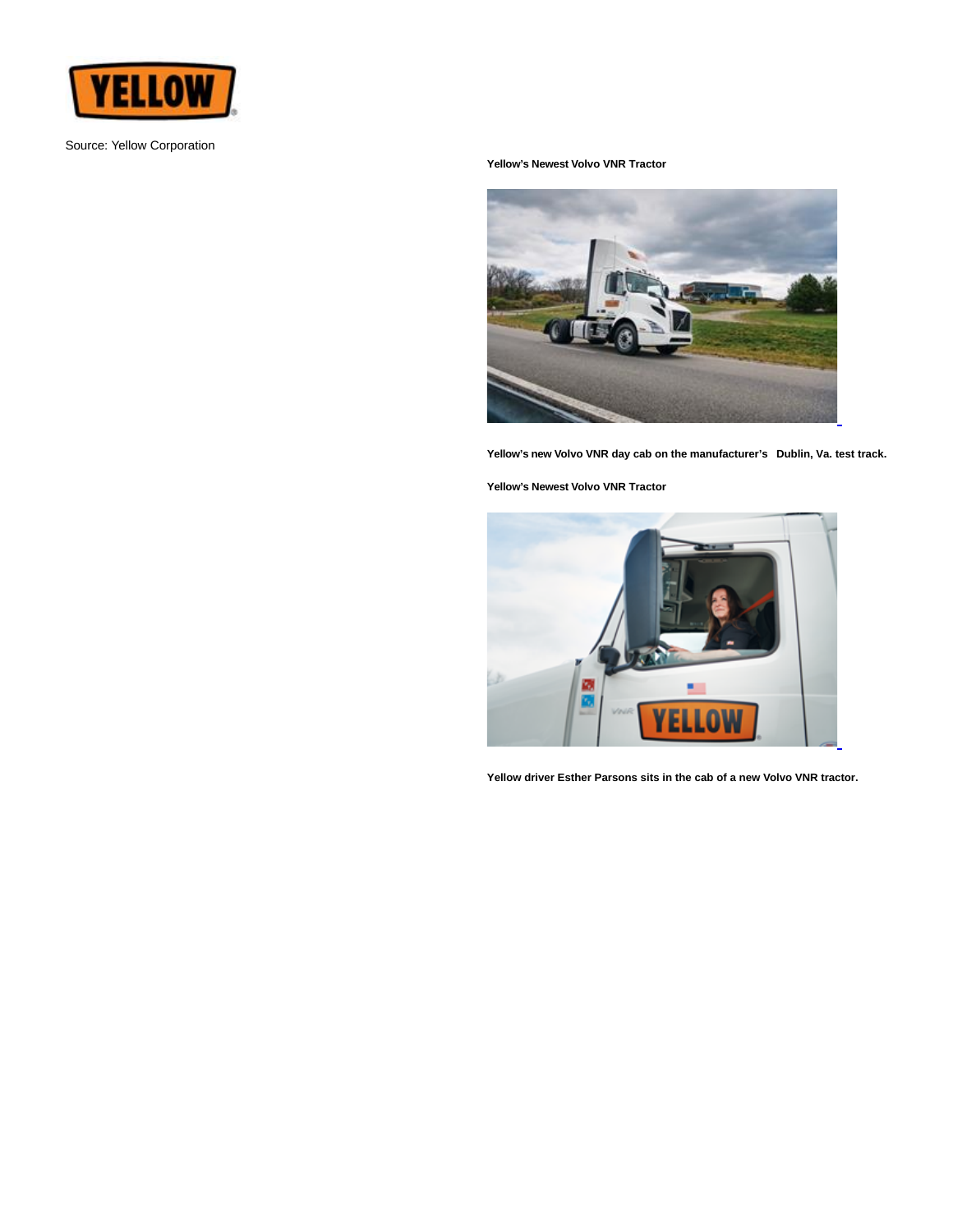Source: Yellow Corporation

**Yellow's Newest Volvo VNR Tractor**

**Yellow's new Volvo VNR day cab on the manufacturer's Dublin, Va. test track.**

**Yellow's Newest Volvo VNR Tractor**

**Yellow driver Esther Parsons sits in the cab of a new Volvo VNR tractor.**